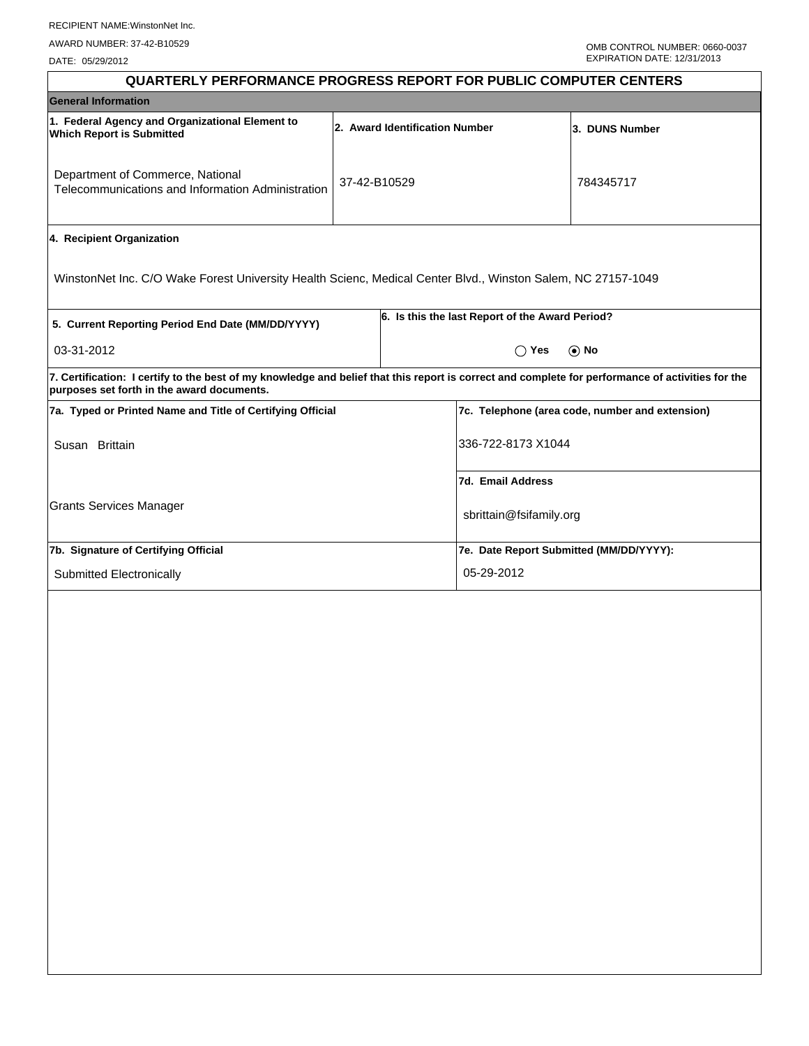RECIPIENT NAME:WinstonNet Inc.

AWARD NUMBER: 37-42-B10529

DATE: 05/29/2012

OMB CONTROL NUMBER: 0660-0037
EXPIRATION DATE: 12/31/2013

# QUARTERLY PERFORMANCE PROGRESS REPORT FOR PUBLIC COMPUTER CENTERS

## General Information

| 1. Federal Agency and Organizational Element to Which Report is Submitted | 2. Award Identification Number | 3. DUNS Number |
|---|---|---|
| Department of Commerce, National Telecommunications and Information Administration | 37-42-B10529 | 784345717 |

**4. Recipient Organization**

WinstonNet Inc. C/O Wake Forest University Health Scienc, Medical Center Blvd., Winston Salem, NC 27157-1049

| 5. Current Reporting Period End Date (MM/DD/YYYY) | 6. Is this the last Report of the Award Period? |
|---|---|
| 03-31-2012 | ◯ Yes ⦿ No |

**7. Certification: I certify to the best of my knowledge and belief that this report is correct and complete for performance of activities for the purposes set forth in the award documents.**

| 7a. Typed or Printed Name and Title of Certifying Official | 7c. Telephone (area code, number and extension) |
|---|---|
| Susan Brittain | 336-722-8173 X1044 |
| Grants Services Manager | **7d. Email Address** sbrittain@fsifamily.org |
| **7b. Signature of Certifying Official** | **7e. Date Report Submitted (MM/DD/YYYY):** |
| Submitted Electronically | 05-29-2012 |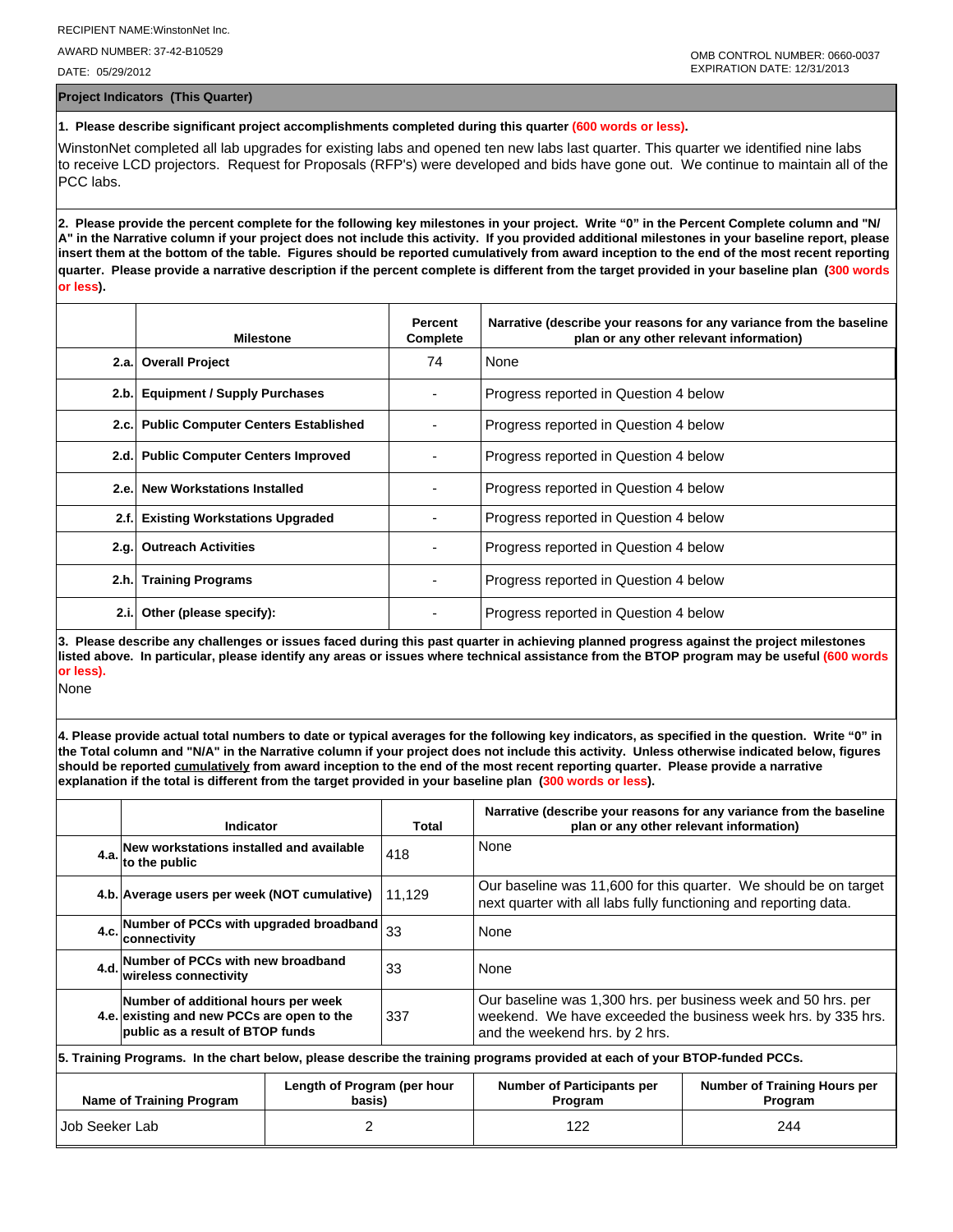RECIPIENT NAME:WinstonNet Inc.

AWARD NUMBER: 37-42-B10529

DATE: 05/29/2012

OMB CONTROL NUMBER: 0660-0037
EXPIRATION DATE: 12/31/2013

## Project Indicators (This Quarter)

**1. Please describe significant project accomplishments completed during this quarter (600 words or less).**

WinstonNet completed all lab upgrades for existing labs and opened ten new labs last quarter. This quarter we identified nine labs to receive LCD projectors. Request for Proposals (RFP's) were developed and bids have gone out. We continue to maintain all of the PCC labs.

**2. Please provide the percent complete for the following key milestones in your project. Write "0" in the Percent Complete column and "N/A" in the Narrative column if your project does not include this activity. If you provided additional milestones in your baseline report, please insert them at the bottom of the table. Figures should be reported cumulatively from award inception to the end of the most recent reporting quarter. Please provide a narrative description if the percent complete is different from the target provided in your baseline plan (300 words or less).**

| | Milestone | Percent Complete | Narrative (describe your reasons for any variance from the baseline plan or any other relevant information) |
|---|---|---|---|
| 2.a. | Overall Project | 74 | None |
| 2.b. | Equipment / Supply Purchases | - | Progress reported in Question 4 below |
| 2.c. | Public Computer Centers Established | - | Progress reported in Question 4 below |
| 2.d. | Public Computer Centers Improved | - | Progress reported in Question 4 below |
| 2.e. | New Workstations Installed | - | Progress reported in Question 4 below |
| 2.f. | Existing Workstations Upgraded | - | Progress reported in Question 4 below |
| 2.g. | Outreach Activities | - | Progress reported in Question 4 below |
| 2.h. | Training Programs | - | Progress reported in Question 4 below |
| 2.i. | Other (please specify): | - | Progress reported in Question 4 below |

**3. Please describe any challenges or issues faced during this past quarter in achieving planned progress against the project milestones listed above. In particular, please identify any areas or issues where technical assistance from the BTOP program may be useful (600 words or less).**

None

**4. Please provide actual total numbers to date or typical averages for the following key indicators, as specified in the question. Write "0" in the Total column and "N/A" in the Narrative column if your project does not include this activity. Unless otherwise indicated below, figures should be reported cumulatively from award inception to the end of the most recent reporting quarter. Please provide a narrative explanation if the total is different from the target provided in your baseline plan (300 words or less).**

| | Indicator | Total | Narrative (describe your reasons for any variance from the baseline plan or any other relevant information) |
|---|---|---|---|
| 4.a. | New workstations installed and available to the public | 418 | None |
| 4.b. | Average users per week (NOT cumulative) | 11,129 | Our baseline was 11,600 for this quarter. We should be on target next quarter with all labs fully functioning and reporting data. |
| 4.c. | Number of PCCs with upgraded broadband connectivity | 33 | None |
| 4.d. | Number of PCCs with new broadband wireless connectivity | 33 | None |
| 4.e. | Number of additional hours per week existing and new PCCs are open to the public as a result of BTOP funds | 337 | Our baseline was 1,300 hrs. per business week and 50 hrs. per weekend. We have exceeded the business week hrs. by 335 hrs. and the weekend hrs. by 2 hrs. |

**5. Training Programs. In the chart below, please describe the training programs provided at each of your BTOP-funded PCCs.**

| Name of Training Program | Length of Program (per hour basis) | Number of Participants per Program | Number of Training Hours per Program |
|---|---|---|---|
| Job Seeker Lab | 2 | 122 | 244 |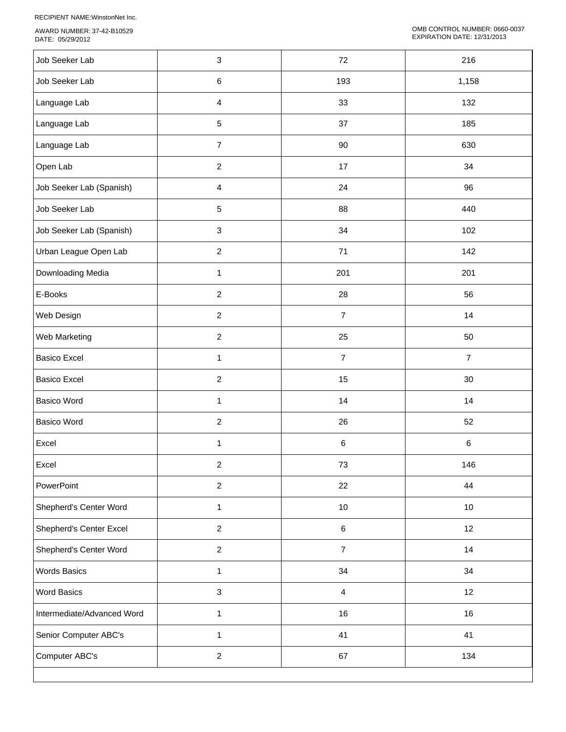RECIPIENT NAME:WinstonNet Inc.

AWARD NUMBER: 37-42-B10529
DATE: 05/29/2012

OMB CONTROL NUMBER: 0660-0037
EXPIRATION DATE: 12/31/2013

| | | | |
|---|---|---|---|
| Job Seeker Lab | 3 | 72 | 216 |
| Job Seeker Lab | 6 | 193 | 1,158 |
| Language Lab | 4 | 33 | 132 |
| Language Lab | 5 | 37 | 185 |
| Language Lab | 7 | 90 | 630 |
| Open Lab | 2 | 17 | 34 |
| Job Seeker Lab (Spanish) | 4 | 24 | 96 |
| Job Seeker Lab | 5 | 88 | 440 |
| Job Seeker Lab (Spanish) | 3 | 34 | 102 |
| Urban League Open Lab | 2 | 71 | 142 |
| Downloading Media | 1 | 201 | 201 |
| E-Books | 2 | 28 | 56 |
| Web Design | 2 | 7 | 14 |
| Web Marketing | 2 | 25 | 50 |
| Basico Excel | 1 | 7 | 7 |
| Basico Excel | 2 | 15 | 30 |
| Basico Word | 1 | 14 | 14 |
| Basico Word | 2 | 26 | 52 |
| Excel | 1 | 6 | 6 |
| Excel | 2 | 73 | 146 |
| PowerPoint | 2 | 22 | 44 |
| Shepherd's Center Word | 1 | 10 | 10 |
| Shepherd's Center Excel | 2 | 6 | 12 |
| Shepherd's Center Word | 2 | 7 | 14 |
| Words Basics | 1 | 34 | 34 |
| Word Basics | 3 | 4 | 12 |
| Intermediate/Advanced Word | 1 | 16 | 16 |
| Senior Computer ABC's | 1 | 41 | 41 |
| Computer ABC's | 2 | 67 | 134 |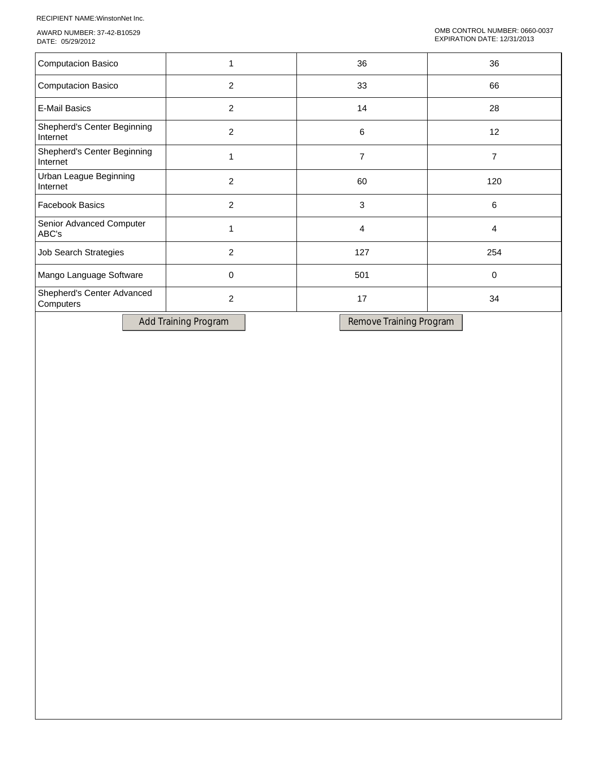RECIPIENT NAME:WinstonNet Inc.

AWARD NUMBER: 37-42-B10529
DATE: 05/29/2012

OMB CONTROL NUMBER: 0660-0037
EXPIRATION DATE: 12/31/2013

| | | | |
|---|---|---|---|
| Computacion Basico | 1 | 36 | 36 |
| Computacion Basico | 2 | 33 | 66 |
| E-Mail Basics | 2 | 14 | 28 |
| Shepherd's Center Beginning Internet | 2 | 6 | 12 |
| Shepherd's Center Beginning Internet | 1 | 7 | 7 |
| Urban League Beginning Internet | 2 | 60 | 120 |
| Facebook Basics | 2 | 3 | 6 |
| Senior Advanced Computer ABC's | 1 | 4 | 4 |
| Job Search Strategies | 2 | 127 | 254 |
| Mango Language Software | 0 | 501 | 0 |
| Shepherd's Center Advanced Computers | 2 | 17 | 34 |

Add Training Program Remove Training Program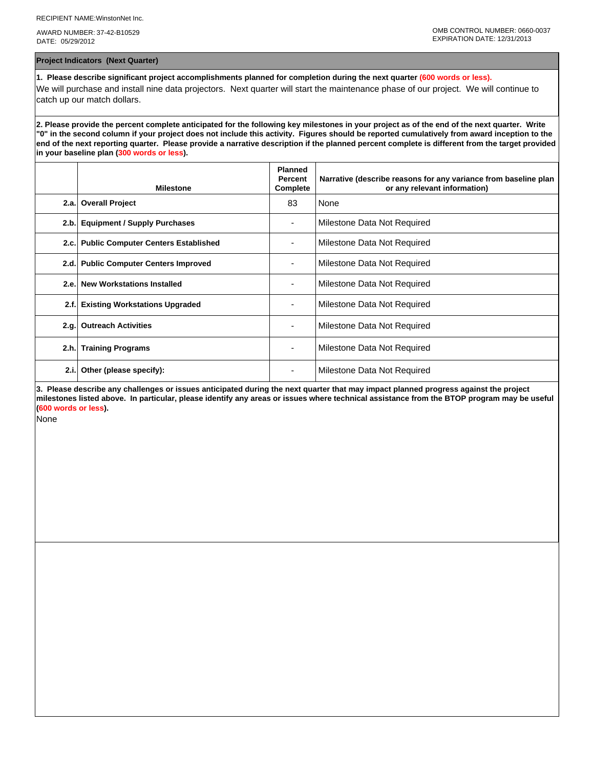RECIPIENT NAME:WinstonNet Inc.

AWARD NUMBER: 37-42-B10529
DATE: 05/29/2012

OMB CONTROL NUMBER: 0660-0037
EXPIRATION DATE: 12/31/2013

## Project Indicators (Next Quarter)

**1. Please describe significant project accomplishments planned for completion during the next quarter (600 words or less).**

We will purchase and install nine data projectors. Next quarter will start the maintenance phase of our project. We will continue to catch up our match dollars.

**2. Please provide the percent complete anticipated for the following key milestones in your project as of the end of the next quarter. Write "0" in the second column if your project does not include this activity. Figures should be reported cumulatively from award inception to the end of the next reporting quarter. Please provide a narrative description if the planned percent complete is different from the target provided in your baseline plan (300 words or less).**

| | Milestone | Planned Percent Complete | Narrative (describe reasons for any variance from baseline plan or any relevant information) |
|---|---|---|---|
| 2.a. | **Overall Project** | 83 | None |
| 2.b. | **Equipment / Supply Purchases** | - | Milestone Data Not Required |
| 2.c. | **Public Computer Centers Established** | - | Milestone Data Not Required |
| 2.d. | **Public Computer Centers Improved** | - | Milestone Data Not Required |
| 2.e. | **New Workstations Installed** | - | Milestone Data Not Required |
| 2.f. | **Existing Workstations Upgraded** | - | Milestone Data Not Required |
| 2.g. | **Outreach Activities** | - | Milestone Data Not Required |
| 2.h. | **Training Programs** | - | Milestone Data Not Required |
| 2.i. | **Other (please specify):** | - | Milestone Data Not Required |

**3. Please describe any challenges or issues anticipated during the next quarter that may impact planned progress against the project milestones listed above. In particular, please identify any areas or issues where technical assistance from the BTOP program may be useful (600 words or less).**

None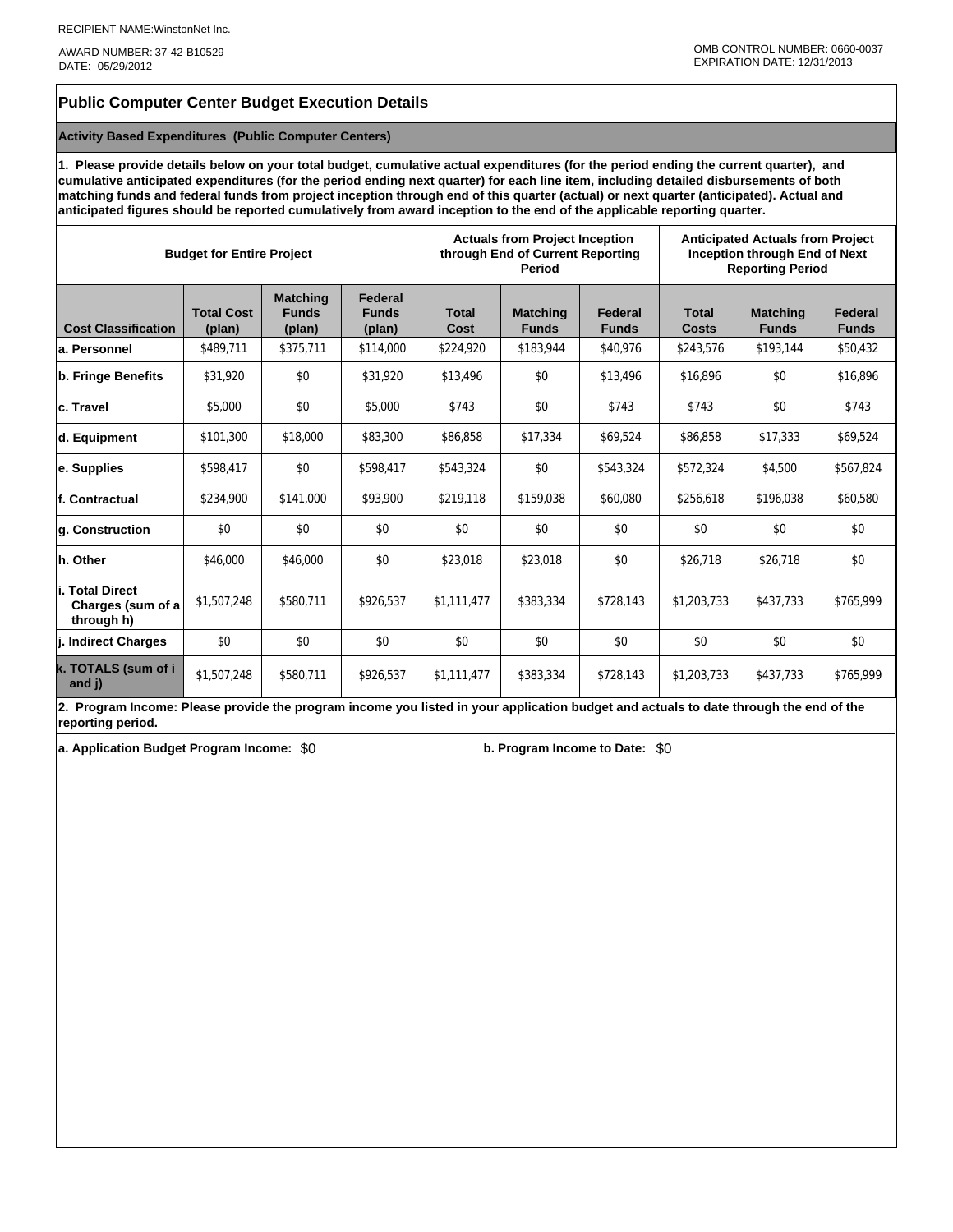RECIPIENT NAME:WinstonNet Inc.

AWARD NUMBER: 37-42-B10529
DATE: 05/29/2012

OMB CONTROL NUMBER: 0660-0037
EXPIRATION DATE: 12/31/2013

## Public Computer Center Budget Execution Details

**Activity Based Expenditures (Public Computer Centers)**

**1. Please provide details below on your total budget, cumulative actual expenditures (for the period ending the current quarter), and cumulative anticipated expenditures (for the period ending next quarter) for each line item, including detailed disbursements of both matching funds and federal funds from project inception through end of this quarter (actual) or next quarter (anticipated). Actual and anticipated figures should be reported cumulatively from award inception to the end of the applicable reporting quarter.**

| | Budget for Entire Project | | | Actuals from Project Inception through End of Current Reporting Period | | | Anticipated Actuals from Project Inception through End of Next Reporting Period | | |
|---|---|---|---|---|---|---|---|---|---|
| **Cost Classification** | **Total Cost (plan)** | **Matching Funds (plan)** | **Federal Funds (plan)** | **Total Cost** | **Matching Funds** | **Federal Funds** | **Total Costs** | **Matching Funds** | **Federal Funds** |
| a. Personnel | $489,711 | $375,711 | $114,000 | $224,920 | $183,944 | $40,976 | $243,576 | $193,144 | $50,432 |
| b. Fringe Benefits | $31,920 | $0 | $31,920 | $13,496 | $0 | $13,496 | $16,896 | $0 | $16,896 |
| c. Travel | $5,000 | $0 | $5,000 | $743 | $0 | $743 | $743 | $0 | $743 |
| d. Equipment | $101,300 | $18,000 | $83,300 | $86,858 | $17,334 | $69,524 | $86,858 | $17,333 | $69,524 |
| e. Supplies | $598,417 | $0 | $598,417 | $543,324 | $0 | $543,324 | $572,324 | $4,500 | $567,824 |
| f. Contractual | $234,900 | $141,000 | $93,900 | $219,118 | $159,038 | $60,080 | $256,618 | $196,038 | $60,580 |
| g. Construction | $0 | $0 | $0 | $0 | $0 | $0 | $0 | $0 | $0 |
| h. Other | $46,000 | $46,000 | $0 | $23,018 | $23,018 | $0 | $26,718 | $26,718 | $0 |
| i. Total Direct Charges (sum of a through h) | $1,507,248 | $580,711 | $926,537 | $1,111,477 | $383,334 | $728,143 | $1,203,733 | $437,733 | $765,999 |
| j. Indirect Charges | $0 | $0 | $0 | $0 | $0 | $0 | $0 | $0 | $0 |
| k. TOTALS (sum of i and j) | $1,507,248 | $580,711 | $926,537 | $1,111,477 | $383,334 | $728,143 | $1,203,733 | $437,733 | $765,999 |

**2. Program Income: Please provide the program income you listed in your application budget and actuals to date through the end of the reporting period.**

**a. Application Budget Program Income:** $0

**b. Program Income to Date:** $0